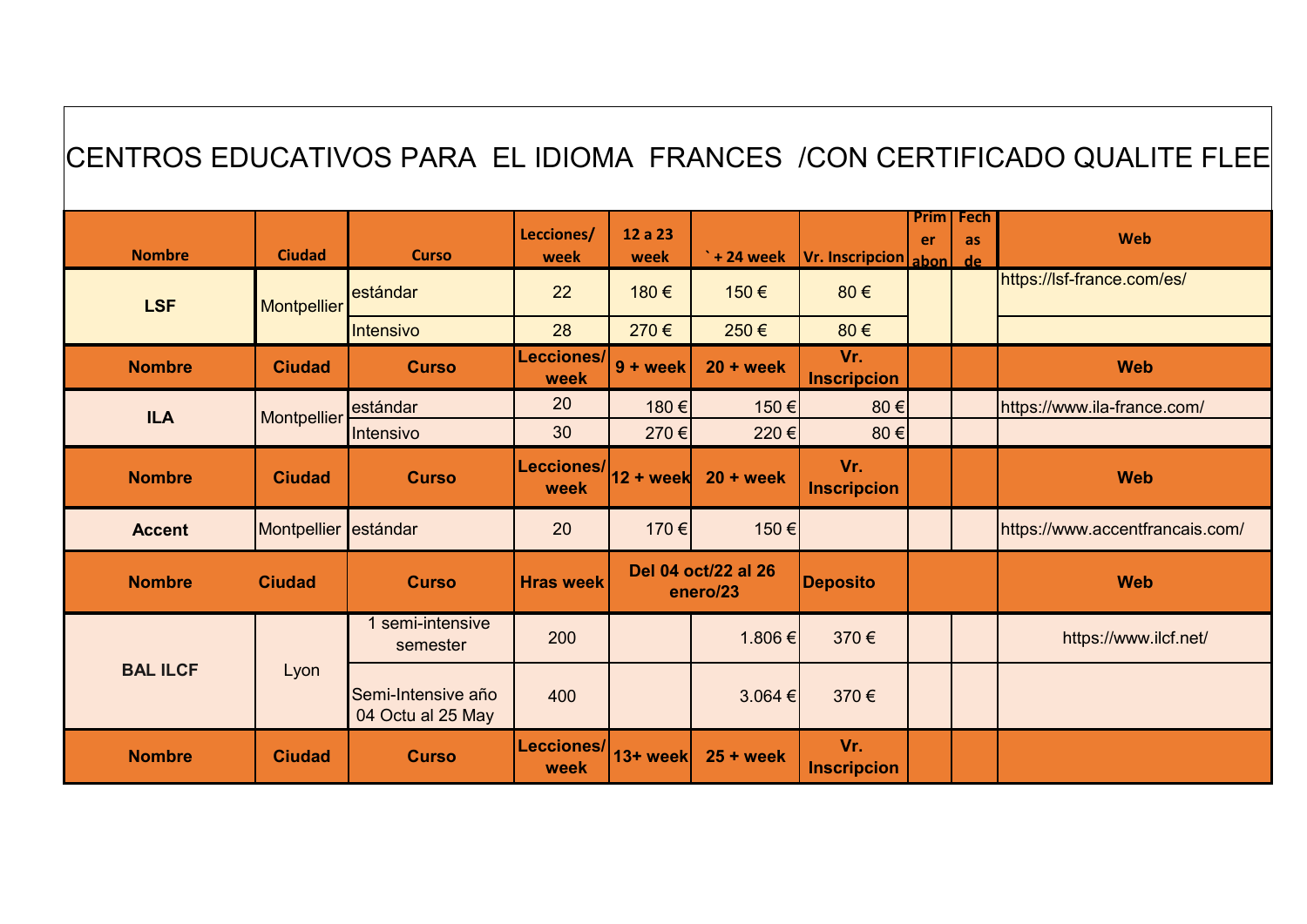# CENTROS EDUCATIVOS PARA EL IDIOMA FRANCES /CON CERTIFICADO QUALITE FLEE

| Nombre | Ciudad | Curso | Lecciones/ week | 12 a 23 week | `+ 24 week | Vr. Inscripcion | Primer abon | Fechas de | Web |
|---|---|---|---|---|---|---|---|---|---|
| LSF | Montpellier | estándar | 22 | 180 € | 150 € | 80 € | | | https://lsf-france.com/es/ |
| | | Intensivo | 28 | 270 € | 250 € | 80 € | | | |
| **Nombre** | **Ciudad** | **Curso** | **Lecciones/ week** | **9 + week** | **20 + week** | **Vr. Inscripcion** | | | **Web** |
| ILA | Montpellier | estándar | 20 | 180 € | 150 € | 80 € | | | https://www.ila-france.com/ |
| | | Intensivo | 30 | 270 € | 220 € | 80 € | | | |
| **Nombre** | **Ciudad** | **Curso** | **Lecciones/ week** | **12 + week** | **20 + week** | **Vr. Inscripcion** | | | **Web** |
| Accent | Montpellier | estándar | 20 | 170 € | 150 € | | | | https://www.accentfrancais.com/ |
| **Nombre** | **Ciudad** | **Curso** | **Hras week** | **Del 04 oct/22 al 26 enero/23** | | **Deposito** | | | **Web** |
| BAL ILCF | Lyon | 1 semi-intensive semester | 200 | | 1.806 € | 370 € | | | https://www.ilcf.net/ |
| | | Semi-Intensive año 04 Octu al 25 May | 400 | | 3.064 € | 370 € | | | |
| **Nombre** | **Ciudad** | **Curso** | **Lecciones/ week** | **13+ week** | **25 + week** | **Vr. Inscripcion** | | | |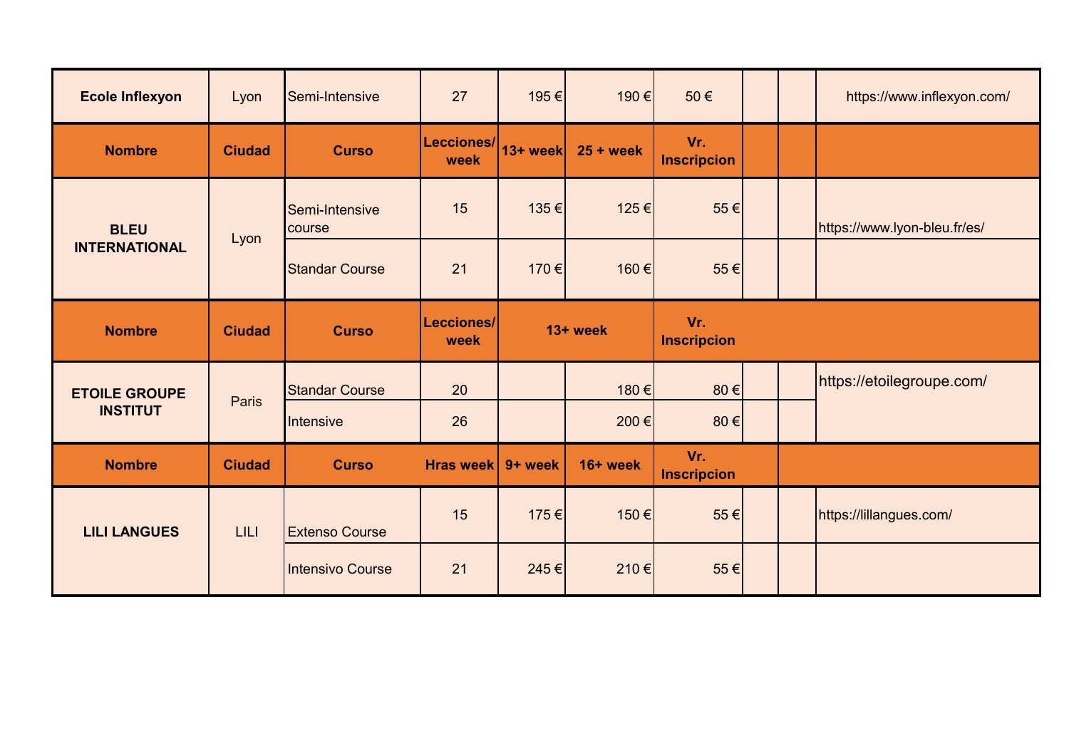| Ecole Inflexyon | Lyon | Semi-Intensive | 27 | 195 € | 190 € | 50 € | | | https://www.inflexyon.com/ |
|---|---|---|---|---|---|---|---|---|---|
| **Nombre** | **Ciudad** | **Curso** | **Lecciones/ week** | **13+ week** | **25 + week** | **Vr. Inscripcion** | | | |
| **BLEU INTERNATIONAL** | Lyon | Semi-Intensive course | 15 | 135 € | 125 € | 55 € | | | https://www.lyon-bleu.fr/es/ |
| | | Standar Course | 21 | 170 € | 160 € | 55 € | | | |
| **Nombre** | **Ciudad** | **Curso** | **Lecciones/ week** | **13+ week** | | **Vr. Inscripcion** | | | |
| **ETOILE GROUPE INSTITUT** | Paris | Standar Course | 20 | | 180 € | 80 € | | | https://etoilegroupe.com/ |
| | | Intensive | 26 | | 200 € | 80 € | | | |
| **Nombre** | **Ciudad** | **Curso** | **Hras week** | **9+ week** | **16+ week** | **Vr. Inscripcion** | | | |
| **LILI LANGUES** | LILI | Extenso Course | 15 | 175 € | 150 € | 55 € | | | https://lillangues.com/ |
| | | Intensivo Course | 21 | 245 € | 210 € | 55 € | | | |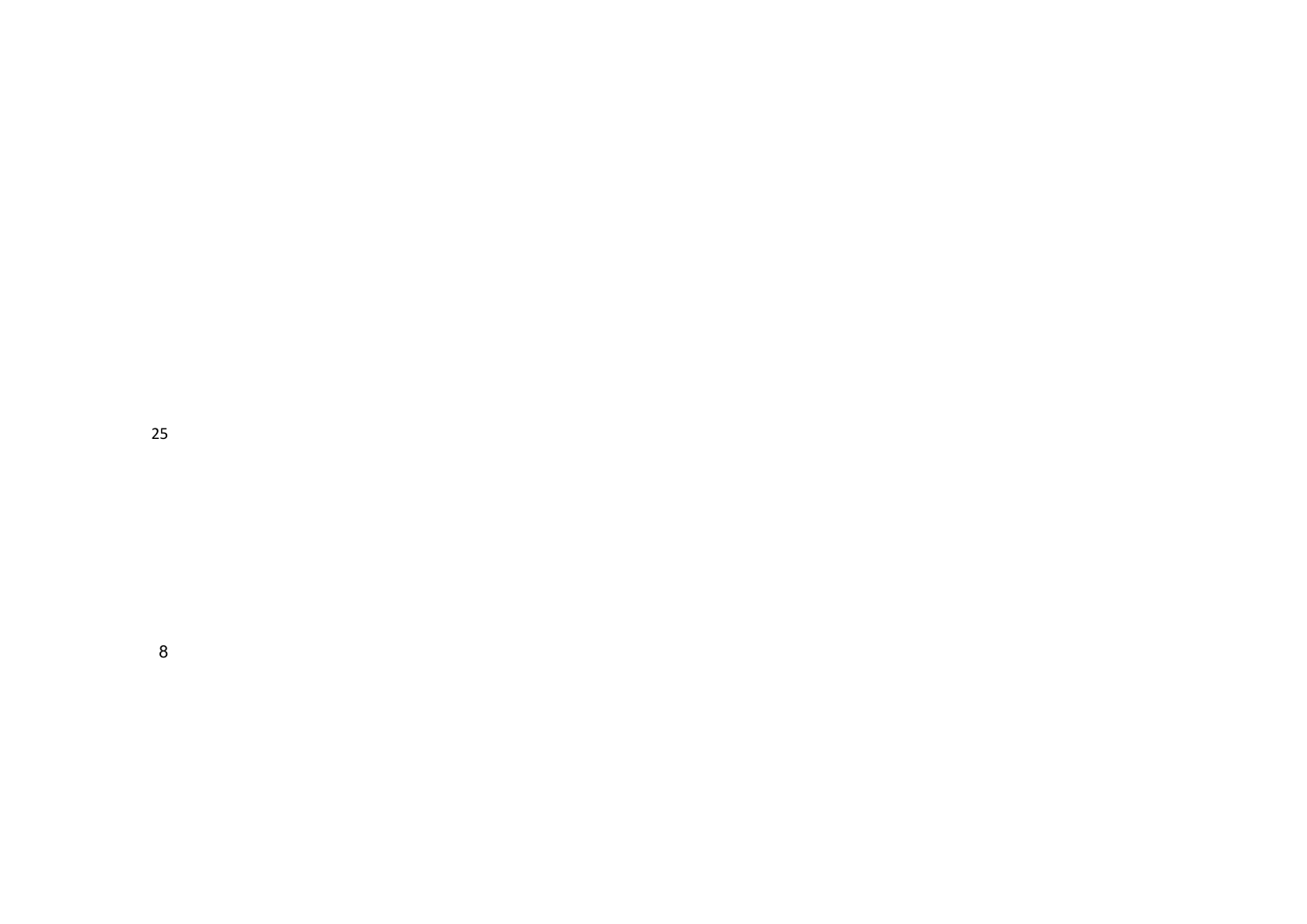25

8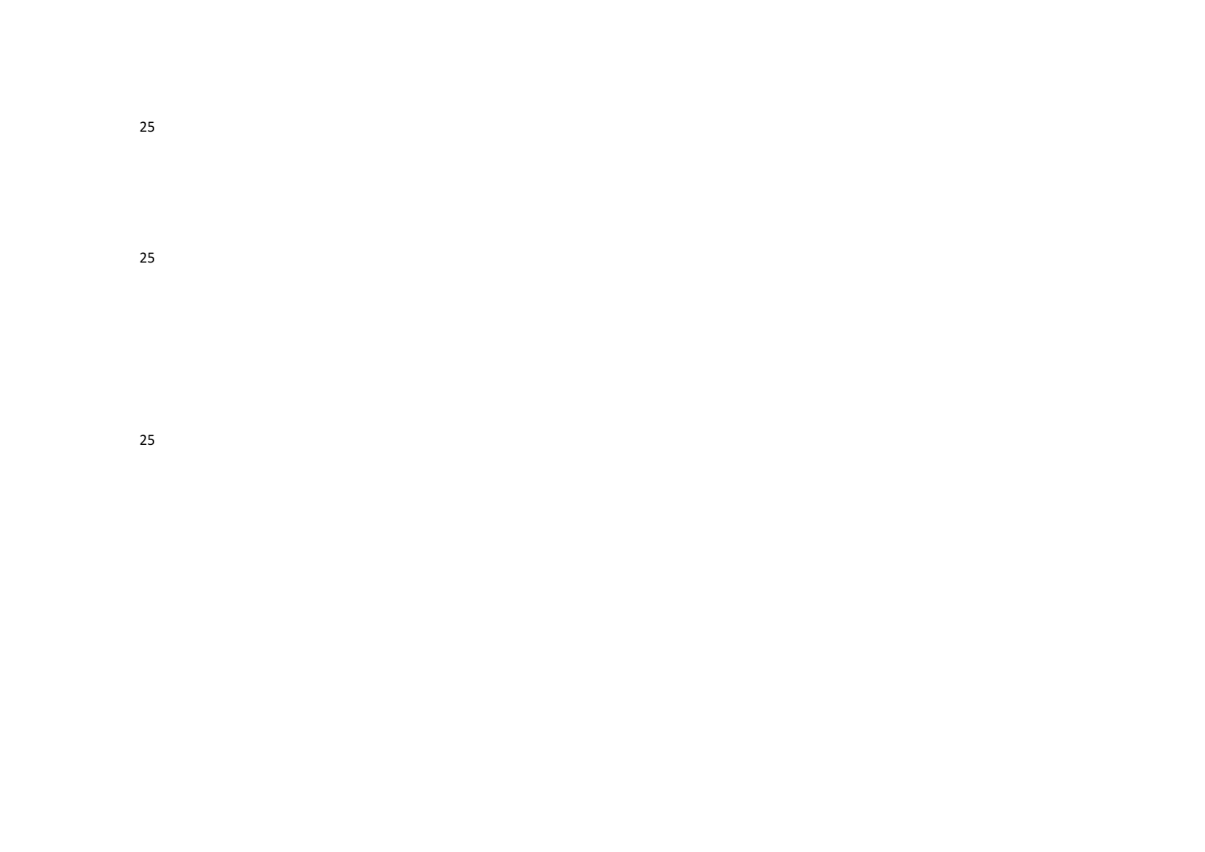25

25

25